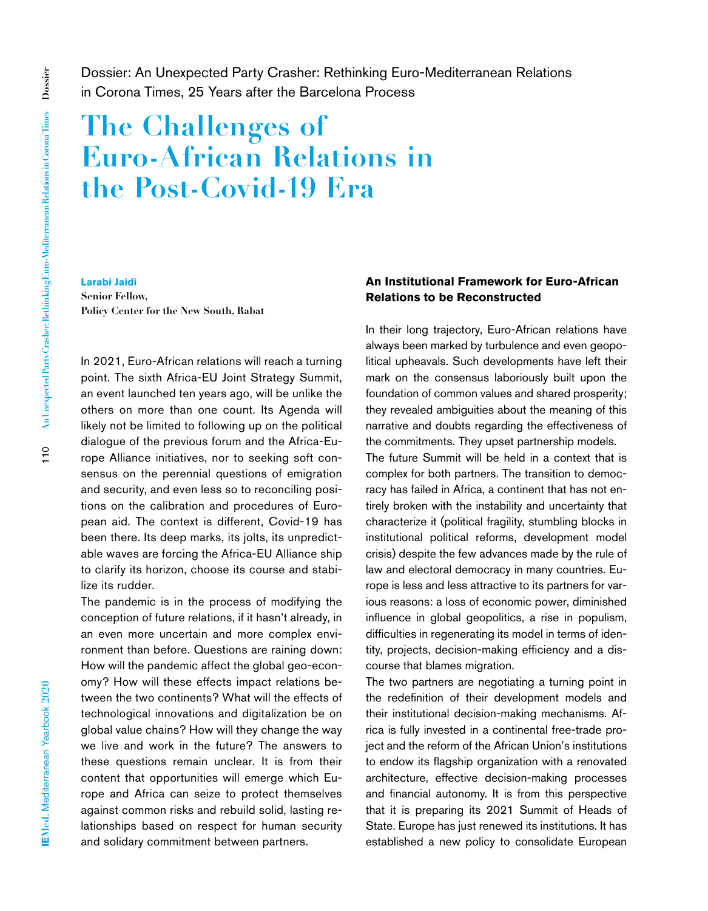Dossier: An Unexpected Party Crasher: Rethinking Euro-Mediterranean Relations in Corona Times, 25 Years after the Barcelona Process

# The Challenges of Euro-African Relations in the Post-Covid-19 Era

**Larabi Jaidi**
**Senior Fellow,**
**Policy Center for the New South, Rabat**

In 2021, Euro-African relations will reach a turning point. The sixth Africa-EU Joint Strategy Summit, an event launched ten years ago, will be unlike the others on more than one count. Its Agenda will likely not be limited to following up on the political dialogue of the previous forum and the Africa-Europe Alliance initiatives, nor to seeking soft consensus on the perennial questions of emigration and security, and even less so to reconciling positions on the calibration and procedures of European aid. The context is different, Covid-19 has been there. Its deep marks, its jolts, its unpredictable waves are forcing the Africa-EU Alliance ship to clarify its horizon, choose its course and stabilize its rudder.

The pandemic is in the process of modifying the conception of future relations, if it hasn't already, in an even more uncertain and more complex environment than before. Questions are raining down: How will the pandemic affect the global geo-economy? How will these effects impact relations between the two continents? What will the effects of technological innovations and digitalization be on global value chains? How will they change the way we live and work in the future? The answers to these questions remain unclear. It is from their content that opportunities will emerge which Europe and Africa can seize to protect themselves against common risks and rebuild solid, lasting relationships based on respect for human security and solidary commitment between partners.

## An Institutional Framework for Euro-African Relations to be Reconstructed

In their long trajectory, Euro-African relations have always been marked by turbulence and even geopolitical upheavals. Such developments have left their mark on the consensus laboriously built upon the foundation of common values and shared prosperity; they revealed ambiguities about the meaning of this narrative and doubts regarding the effectiveness of the commitments. They upset partnership models.

The future Summit will be held in a context that is complex for both partners. The transition to democracy has failed in Africa, a continent that has not entirely broken with the instability and uncertainty that characterize it (political fragility, stumbling blocks in institutional political reforms, development model crisis) despite the few advances made by the rule of law and electoral democracy in many countries. Europe is less and less attractive to its partners for various reasons: a loss of economic power, diminished influence in global geopolitics, a rise in populism, difficulties in regenerating its model in terms of identity, projects, decision-making efficiency and a discourse that blames migration.

The two partners are negotiating a turning point in the redefinition of their development models and their institutional decision-making mechanisms. Africa is fully invested in a continental free-trade project and the reform of the African Union's institutions to endow its flagship organization with a renovated architecture, effective decision-making processes and financial autonomy. It is from this perspective that it is preparing its 2021 Summit of Heads of State. Europe has just renewed its institutions. It has established a new policy to consolidate European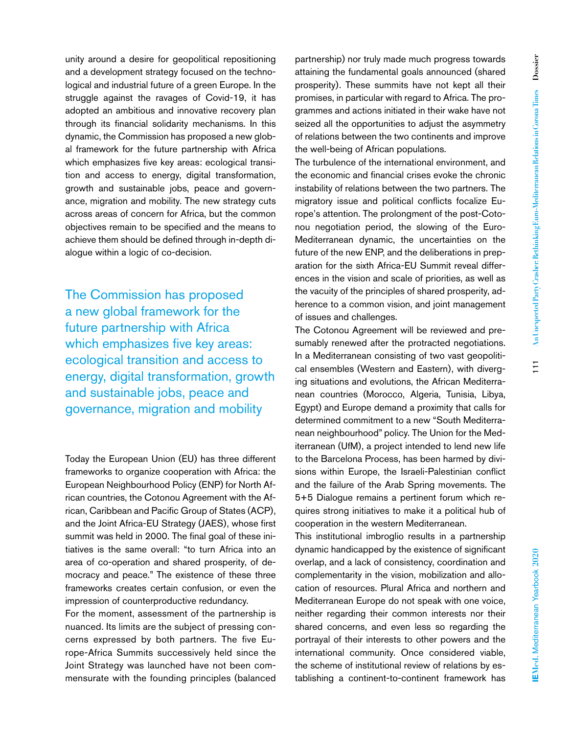unity around a desire for geopolitical repositioning and a development strategy focused on the technological and industrial future of a green Europe. In the struggle against the ravages of Covid-19, it has adopted an ambitious and innovative recovery plan through its financial solidarity mechanisms. In this dynamic, the Commission has proposed a new global framework for the future partnership with Africa which emphasizes five key areas: ecological transition and access to energy, digital transformation, growth and sustainable jobs, peace and governance, migration and mobility. The new strategy cuts across areas of concern for Africa, but the common objectives remain to be specified and the means to achieve them should be defined through in-depth dialogue within a logic of co-decision.

> The Commission has proposed a new global framework for the future partnership with Africa which emphasizes five key areas: ecological transition and access to energy, digital transformation, growth and sustainable jobs, peace and governance, migration and mobility

Today the European Union (EU) has three different frameworks to organize cooperation with Africa: the European Neighbourhood Policy (ENP) for North African countries, the Cotonou Agreement with the African, Caribbean and Pacific Group of States (ACP), and the Joint Africa-EU Strategy (JAES), whose first summit was held in 2000. The final goal of these initiatives is the same overall: "to turn Africa into an area of co-operation and shared prosperity, of democracy and peace." The existence of these three frameworks creates certain confusion, or even the impression of counterproductive redundancy.

For the moment, assessment of the partnership is nuanced. Its limits are the subject of pressing concerns expressed by both partners. The five Europe-Africa Summits successively held since the Joint Strategy was launched have not been commensurate with the founding principles (balanced partnership) nor truly made much progress towards attaining the fundamental goals announced (shared prosperity). These summits have not kept all their promises, in particular with regard to Africa. The programmes and actions initiated in their wake have not seized all the opportunities to adjust the asymmetry of relations between the two continents and improve the well-being of African populations.

The turbulence of the international environment, and the economic and financial crises evoke the chronic instability of relations between the two partners. The migratory issue and political conflicts focalize Europe's attention. The prolongment of the post-Cotonou negotiation period, the slowing of the Euro-Mediterranean dynamic, the uncertainties on the future of the new ENP, and the deliberations in preparation for the sixth Africa-EU Summit reveal differences in the vision and scale of priorities, as well as the vacuity of the principles of shared prosperity, adherence to a common vision, and joint management of issues and challenges.

The Cotonou Agreement will be reviewed and presumably renewed after the protracted negotiations. In a Mediterranean consisting of two vast geopolitical ensembles (Western and Eastern), with diverging situations and evolutions, the African Mediterranean countries (Morocco, Algeria, Tunisia, Libya, Egypt) and Europe demand a proximity that calls for determined commitment to a new "South Mediterranean neighbourhood" policy. The Union for the Mediterranean (UfM), a project intended to lend new life to the Barcelona Process, has been harmed by divisions within Europe, the Israeli-Palestinian conflict and the failure of the Arab Spring movements. The 5+5 Dialogue remains a pertinent forum which requires strong initiatives to make it a political hub of cooperation in the western Mediterranean.

This institutional imbroglio results in a partnership dynamic handicapped by the existence of significant overlap, and a lack of consistency, coordination and complementarity in the vision, mobilization and allocation of resources. Plural Africa and northern and Mediterranean Europe do not speak with one voice, neither regarding their common interests nor their shared concerns, and even less so regarding the portrayal of their interests to other powers and the international community. Once considered viable, the scheme of institutional review of relations by establishing a continent-to-continent framework has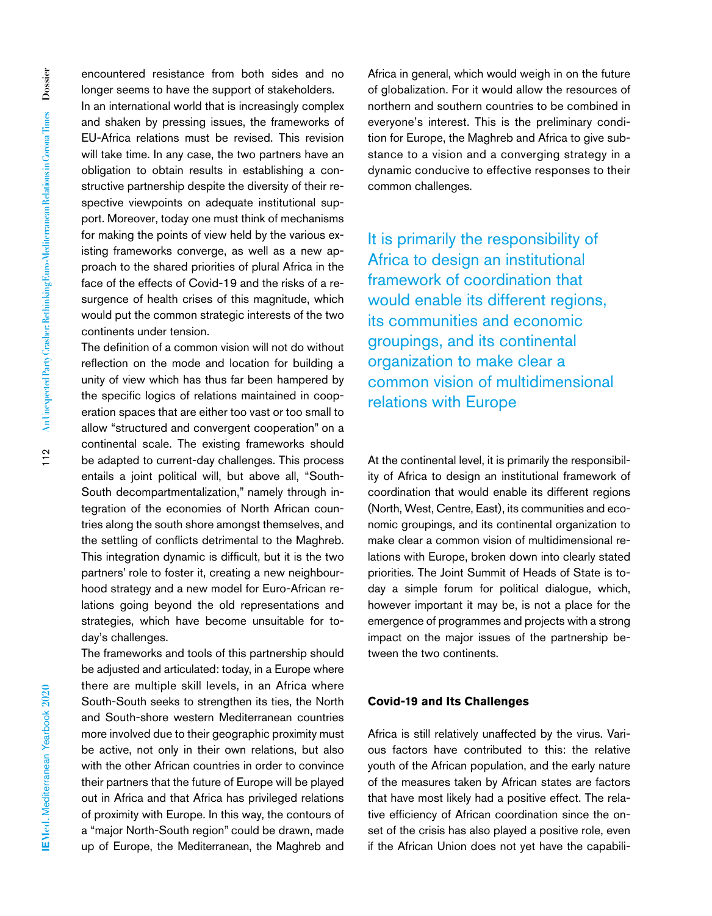encountered resistance from both sides and no longer seems to have the support of stakeholders.

In an international world that is increasingly complex and shaken by pressing issues, the frameworks of EU-Africa relations must be revised. This revision will take time. In any case, the two partners have an obligation to obtain results in establishing a constructive partnership despite the diversity of their respective viewpoints on adequate institutional support. Moreover, today one must think of mechanisms for making the points of view held by the various existing frameworks converge, as well as a new approach to the shared priorities of plural Africa in the face of the effects of Covid-19 and the risks of a resurgence of health crises of this magnitude, which would put the common strategic interests of the two continents under tension.

The definition of a common vision will not do without reflection on the mode and location for building a unity of view which has thus far been hampered by the specific logics of relations maintained in cooperation spaces that are either too vast or too small to allow "structured and convergent cooperation" on a continental scale. The existing frameworks should be adapted to current-day challenges. This process entails a joint political will, but above all, "South-South decompartmentalization," namely through integration of the economies of North African countries along the south shore amongst themselves, and the settling of conflicts detrimental to the Maghreb. This integration dynamic is difficult, but it is the two partners' role to foster it, creating a new neighbourhood strategy and a new model for Euro-African relations going beyond the old representations and strategies, which have become unsuitable for today's challenges.

The frameworks and tools of this partnership should be adjusted and articulated: today, in a Europe where there are multiple skill levels, in an Africa where South-South seeks to strengthen its ties, the North and South-shore western Mediterranean countries more involved due to their geographic proximity must be active, not only in their own relations, but also with the other African countries in order to convince their partners that the future of Europe will be played out in Africa and that Africa has privileged relations of proximity with Europe. In this way, the contours of a "major North-South region" could be drawn, made up of Europe, the Mediterranean, the Maghreb and Africa in general, which would weigh in on the future of globalization. For it would allow the resources of northern and southern countries to be combined in everyone's interest. This is the preliminary condition for Europe, the Maghreb and Africa to give substance to a vision and a converging strategy in a dynamic conducive to effective responses to their common challenges.

> It is primarily the responsibility of Africa to design an institutional framework of coordination that would enable its different regions, its communities and economic groupings, and its continental organization to make clear a common vision of multidimensional relations with Europe

At the continental level, it is primarily the responsibility of Africa to design an institutional framework of coordination that would enable its different regions (North, West, Centre, East), its communities and economic groupings, and its continental organization to make clear a common vision of multidimensional relations with Europe, broken down into clearly stated priorities. The Joint Summit of Heads of State is today a simple forum for political dialogue, which, however important it may be, is not a place for the emergence of programmes and projects with a strong impact on the major issues of the partnership between the two continents.

## Covid-19 and Its Challenges

Africa is still relatively unaffected by the virus. Various factors have contributed to this: the relative youth of the African population, and the early nature of the measures taken by African states are factors that have most likely had a positive effect. The relative efficiency of African coordination since the onset of the crisis has also played a positive role, even if the African Union does not yet have the capabili-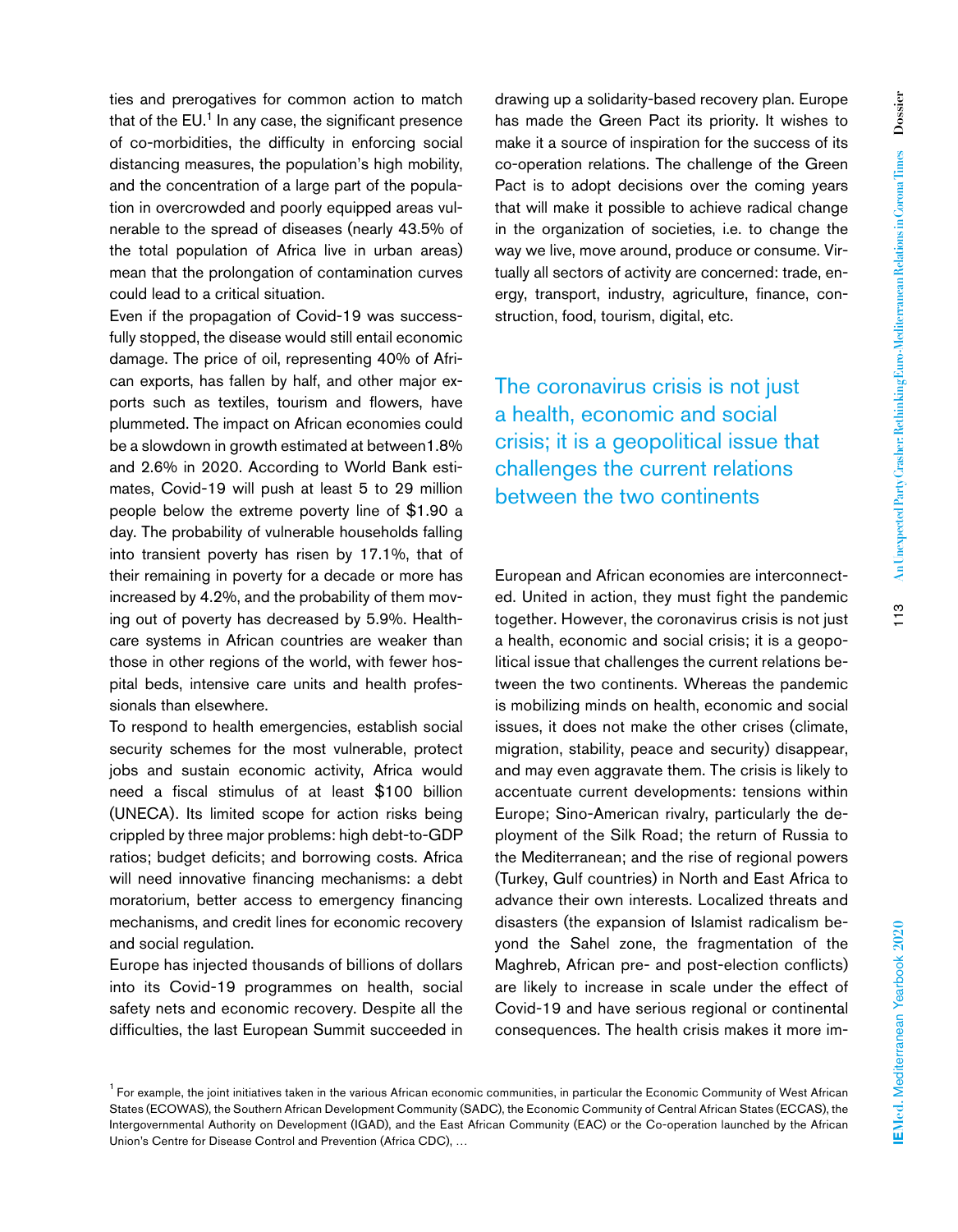ties and prerogatives for common action to match that of the EU.[1] In any case, the significant presence of co-morbidities, the difficulty in enforcing social distancing measures, the population's high mobility, and the concentration of a large part of the population in overcrowded and poorly equipped areas vulnerable to the spread of diseases (nearly 43.5% of the total population of Africa live in urban areas) mean that the prolongation of contamination curves could lead to a critical situation.

Even if the propagation of Covid-19 was successfully stopped, the disease would still entail economic damage. The price of oil, representing 40% of African exports, has fallen by half, and other major exports such as textiles, tourism and flowers, have plummeted. The impact on African economies could be a slowdown in growth estimated at between1.8% and 2.6% in 2020. According to World Bank estimates, Covid-19 will push at least 5 to 29 million people below the extreme poverty line of $1.90 a day. The probability of vulnerable households falling into transient poverty has risen by 17.1%, that of their remaining in poverty for a decade or more has increased by 4.2%, and the probability of them moving out of poverty has decreased by 5.9%. Healthcare systems in African countries are weaker than those in other regions of the world, with fewer hospital beds, intensive care units and health professionals than elsewhere.

To respond to health emergencies, establish social security schemes for the most vulnerable, protect jobs and sustain economic activity, Africa would need a fiscal stimulus of at least $100 billion (UNECA). Its limited scope for action risks being crippled by three major problems: high debt-to-GDP ratios; budget deficits; and borrowing costs. Africa will need innovative financing mechanisms: a debt moratorium, better access to emergency financing mechanisms, and credit lines for economic recovery and social regulation.

Europe has injected thousands of billions of dollars into its Covid-19 programmes on health, social safety nets and economic recovery. Despite all the difficulties, the last European Summit succeeded in drawing up a solidarity-based recovery plan. Europe has made the Green Pact its priority. It wishes to make it a source of inspiration for the success of its co-operation relations. The challenge of the Green Pact is to adopt decisions over the coming years that will make it possible to achieve radical change in the organization of societies, i.e. to change the way we live, move around, produce or consume. Virtually all sectors of activity are concerned: trade, energy, transport, industry, agriculture, finance, construction, food, tourism, digital, etc.

> The coronavirus crisis is not just a health, economic and social crisis; it is a geopolitical issue that challenges the current relations between the two continents

European and African economies are interconnected. United in action, they must fight the pandemic together. However, the coronavirus crisis is not just a health, economic and social crisis; it is a geopolitical issue that challenges the current relations between the two continents. Whereas the pandemic is mobilizing minds on health, economic and social issues, it does not make the other crises (climate, migration, stability, peace and security) disappear, and may even aggravate them. The crisis is likely to accentuate current developments: tensions within Europe; Sino-American rivalry, particularly the deployment of the Silk Road; the return of Russia to the Mediterranean; and the rise of regional powers (Turkey, Gulf countries) in North and East Africa to advance their own interests. Localized threats and disasters (the expansion of Islamist radicalism beyond the Sahel zone, the fragmentation of the Maghreb, African pre- and post-election conflicts) are likely to increase in scale under the effect of Covid-19 and have serious regional or continental consequences. The health crisis makes it more im-

[1] For example, the joint initiatives taken in the various African economic communities, in particular the Economic Community of West African States (ECOWAS), the Southern African Development Community (SADC), the Economic Community of Central African States (ECCAS), the Intergovernmental Authority on Development (IGAD), and the East African Community (EAC) or the Co-operation launched by the African Union's Centre for Disease Control and Prevention (Africa CDC), ...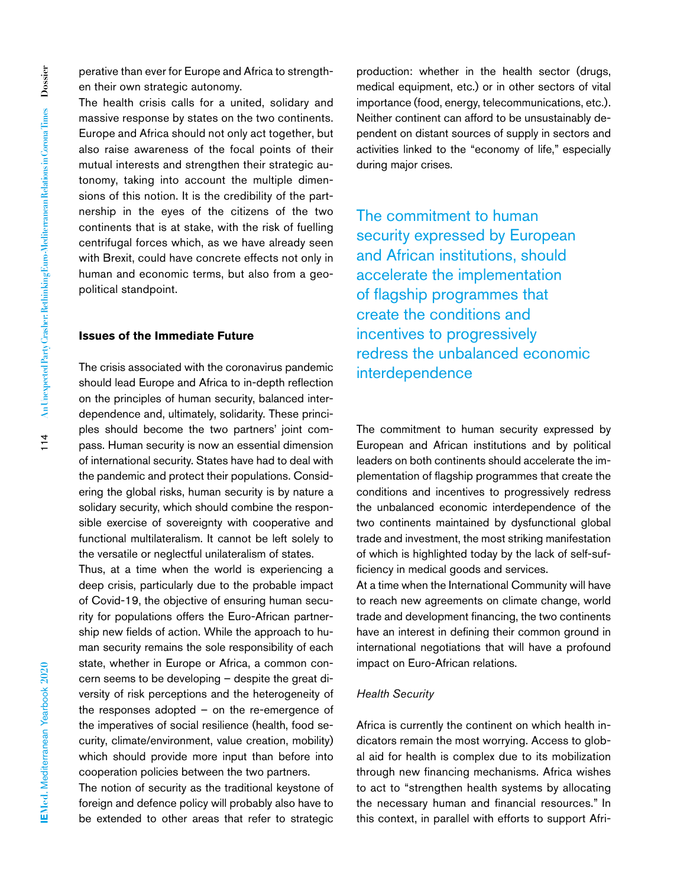perative than ever for Europe and Africa to strengthen their own strategic autonomy.

The health crisis calls for a united, solidary and massive response by states on the two continents. Europe and Africa should not only act together, but also raise awareness of the focal points of their mutual interests and strengthen their strategic autonomy, taking into account the multiple dimensions of this notion. It is the credibility of the partnership in the eyes of the citizens of the two continents that is at stake, with the risk of fuelling centrifugal forces which, as we have already seen with Brexit, could have concrete effects not only in human and economic terms, but also from a geopolitical standpoint.

## Issues of the Immediate Future

The crisis associated with the coronavirus pandemic should lead Europe and Africa to in-depth reflection on the principles of human security, balanced interdependence and, ultimately, solidarity. These principles should become the two partners' joint compass. Human security is now an essential dimension of international security. States have had to deal with the pandemic and protect their populations. Considering the global risks, human security is by nature a solidary security, which should combine the responsible exercise of sovereignty with cooperative and functional multilateralism. It cannot be left solely to the versatile or neglectful unilateralism of states.

Thus, at a time when the world is experiencing a deep crisis, particularly due to the probable impact of Covid-19, the objective of ensuring human security for populations offers the Euro-African partnership new fields of action. While the approach to human security remains the sole responsibility of each state, whether in Europe or Africa, a common concern seems to be developing – despite the great diversity of risk perceptions and the heterogeneity of the responses adopted – on the re-emergence of the imperatives of social resilience (health, food security, climate/environment, value creation, mobility) which should provide more input than before into cooperation policies between the two partners.

The notion of security as the traditional keystone of foreign and defence policy will probably also have to be extended to other areas that refer to strategic production: whether in the health sector (drugs, medical equipment, etc.) or in other sectors of vital importance (food, energy, telecommunications, etc.). Neither continent can afford to be unsustainably dependent on distant sources of supply in sectors and activities linked to the "economy of life," especially during major crises.

> The commitment to human security expressed by European and African institutions, should accelerate the implementation of flagship programmes that create the conditions and incentives to progressively redress the unbalanced economic interdependence

The commitment to human security expressed by European and African institutions and by political leaders on both continents should accelerate the implementation of flagship programmes that create the conditions and incentives to progressively redress the unbalanced economic interdependence of the two continents maintained by dysfunctional global trade and investment, the most striking manifestation of which is highlighted today by the lack of self-sufficiency in medical goods and services.

At a time when the International Community will have to reach new agreements on climate change, world trade and development financing, the two continents have an interest in defining their common ground in international negotiations that will have a profound impact on Euro-African relations.

### *Health Security*

Africa is currently the continent on which health indicators remain the most worrying. Access to global aid for health is complex due to its mobilization through new financing mechanisms. Africa wishes to act to "strengthen health systems by allocating the necessary human and financial resources." In this context, in parallel with efforts to support Afri-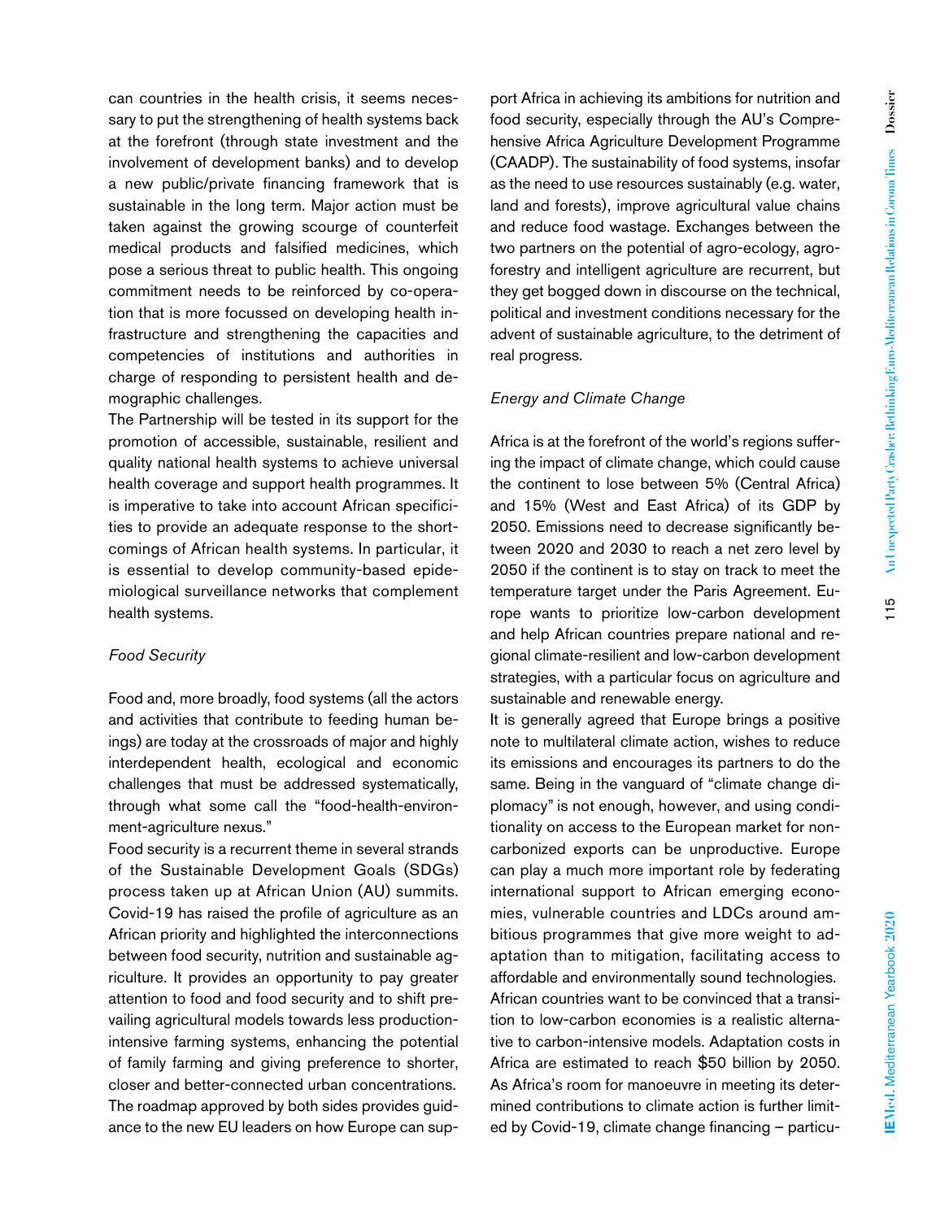can countries in the health crisis, it seems necessary to put the strengthening of health systems back at the forefront (through state investment and the involvement of development banks) and to develop a new public/private financing framework that is sustainable in the long term. Major action must be taken against the growing scourge of counterfeit medical products and falsified medicines, which pose a serious threat to public health. This ongoing commitment needs to be reinforced by co-operation that is more focussed on developing health infrastructure and strengthening the capacities and competencies of institutions and authorities in charge of responding to persistent health and demographic challenges.

The Partnership will be tested in its support for the promotion of accessible, sustainable, resilient and quality national health systems to achieve universal health coverage and support health programmes. It is imperative to take into account African specificities to provide an adequate response to the shortcomings of African health systems. In particular, it is essential to develop community-based epidemiological surveillance networks that complement health systems.

*Food Security*

Food and, more broadly, food systems (all the actors and activities that contribute to feeding human beings) are today at the crossroads of major and highly interdependent health, ecological and economic challenges that must be addressed systematically, through what some call the "food-health-environment-agriculture nexus."

Food security is a recurrent theme in several strands of the Sustainable Development Goals (SDGs) process taken up at African Union (AU) summits. Covid-19 has raised the profile of agriculture as an African priority and highlighted the interconnections between food security, nutrition and sustainable agriculture. It provides an opportunity to pay greater attention to food and food security and to shift prevailing agricultural models towards less production-intensive farming systems, enhancing the potential of family farming and giving preference to shorter, closer and better-connected urban concentrations.

The roadmap approved by both sides provides guidance to the new EU leaders on how Europe can support Africa in achieving its ambitions for nutrition and food security, especially through the AU's Comprehensive Africa Agriculture Development Programme (CAADP). The sustainability of food systems, insofar as the need to use resources sustainably (e.g. water, land and forests), improve agricultural value chains and reduce food wastage. Exchanges between the two partners on the potential of agro-ecology, agroforestry and intelligent agriculture are recurrent, but they get bogged down in discourse on the technical, political and investment conditions necessary for the advent of sustainable agriculture, to the detriment of real progress.

*Energy and Climate Change*

Africa is at the forefront of the world's regions suffering the impact of climate change, which could cause the continent to lose between 5% (Central Africa) and 15% (West and East Africa) of its GDP by 2050. Emissions need to decrease significantly between 2020 and 2030 to reach a net zero level by 2050 if the continent is to stay on track to meet the temperature target under the Paris Agreement. Europe wants to prioritize low-carbon development and help African countries prepare national and regional climate-resilient and low-carbon development strategies, with a particular focus on agriculture and sustainable and renewable energy.

It is generally agreed that Europe brings a positive note to multilateral climate action, wishes to reduce its emissions and encourages its partners to do the same. Being in the vanguard of "climate change diplomacy" is not enough, however, and using conditionality on access to the European market for non-carbonized exports can be unproductive. Europe can play a much more important role by federating international support to African emerging economies, vulnerable countries and LDCs around ambitious programmes that give more weight to adaptation than to mitigation, facilitating access to affordable and environmentally sound technologies.

African countries want to be convinced that a transition to low-carbon economies is a realistic alternative to carbon-intensive models. Adaptation costs in Africa are estimated to reach $50 billion by 2050. As Africa's room for manoeuvre in meeting its determined contributions to climate action is further limited by Covid-19, climate change financing – particu-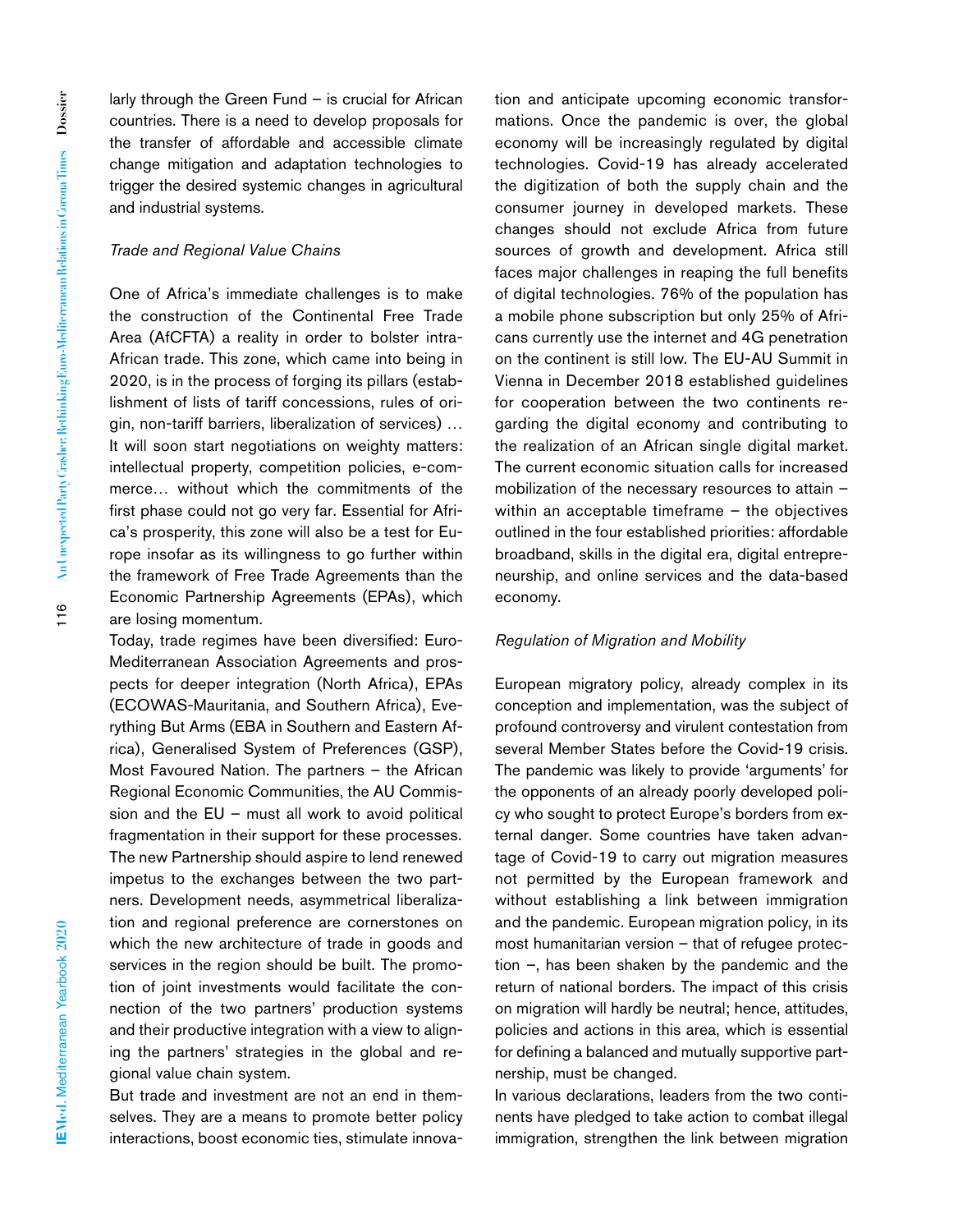larly through the Green Fund – is crucial for African countries. There is a need to develop proposals for the transfer of affordable and accessible climate change mitigation and adaptation technologies to trigger the desired systemic changes in agricultural and industrial systems.

*Trade and Regional Value Chains*

One of Africa's immediate challenges is to make the construction of the Continental Free Trade Area (AfCFTA) a reality in order to bolster intra-African trade. This zone, which came into being in 2020, is in the process of forging its pillars (establishment of lists of tariff concessions, rules of origin, non-tariff barriers, liberalization of services) … It will soon start negotiations on weighty matters: intellectual property, competition policies, e-commerce… without which the commitments of the first phase could not go very far. Essential for Africa's prosperity, this zone will also be a test for Europe insofar as its willingness to go further within the framework of Free Trade Agreements than the Economic Partnership Agreements (EPAs), which are losing momentum.

Today, trade regimes have been diversified: Euro-Mediterranean Association Agreements and prospects for deeper integration (North Africa), EPAs (ECOWAS-Mauritania, and Southern Africa), Everything But Arms (EBA in Southern and Eastern Africa), Generalised System of Preferences (GSP), Most Favoured Nation. The partners – the African Regional Economic Communities, the AU Commission and the EU – must all work to avoid political fragmentation in their support for these processes. The new Partnership should aspire to lend renewed impetus to the exchanges between the two partners. Development needs, asymmetrical liberalization and regional preference are cornerstones on which the new architecture of trade in goods and services in the region should be built. The promotion of joint investments would facilitate the connection of the two partners' production systems and their productive integration with a view to aligning the partners' strategies in the global and regional value chain system.

But trade and investment are not an end in themselves. They are a means to promote better policy interactions, boost economic ties, stimulate innovation and anticipate upcoming economic transformations. Once the pandemic is over, the global economy will be increasingly regulated by digital technologies. Covid-19 has already accelerated the digitization of both the supply chain and the consumer journey in developed markets. These changes should not exclude Africa from future sources of growth and development. Africa still faces major challenges in reaping the full benefits of digital technologies. 76% of the population has a mobile phone subscription but only 25% of Africans currently use the internet and 4G penetration on the continent is still low. The EU-AU Summit in Vienna in December 2018 established guidelines for cooperation between the two continents regarding the digital economy and contributing to the realization of an African single digital market. The current economic situation calls for increased mobilization of the necessary resources to attain – within an acceptable timeframe – the objectives outlined in the four established priorities: affordable broadband, skills in the digital era, digital entrepreneurship, and online services and the data-based economy.

*Regulation of Migration and Mobility*

European migratory policy, already complex in its conception and implementation, was the subject of profound controversy and virulent contestation from several Member States before the Covid-19 crisis. The pandemic was likely to provide 'arguments' for the opponents of an already poorly developed policy who sought to protect Europe's borders from external danger. Some countries have taken advantage of Covid-19 to carry out migration measures not permitted by the European framework and without establishing a link between immigration and the pandemic. European migration policy, in its most humanitarian version – that of refugee protection –, has been shaken by the pandemic and the return of national borders. The impact of this crisis on migration will hardly be neutral; hence, attitudes, policies and actions in this area, which is essential for defining a balanced and mutually supportive partnership, must be changed.

In various declarations, leaders from the two continents have pledged to take action to combat illegal immigration, strengthen the link between migration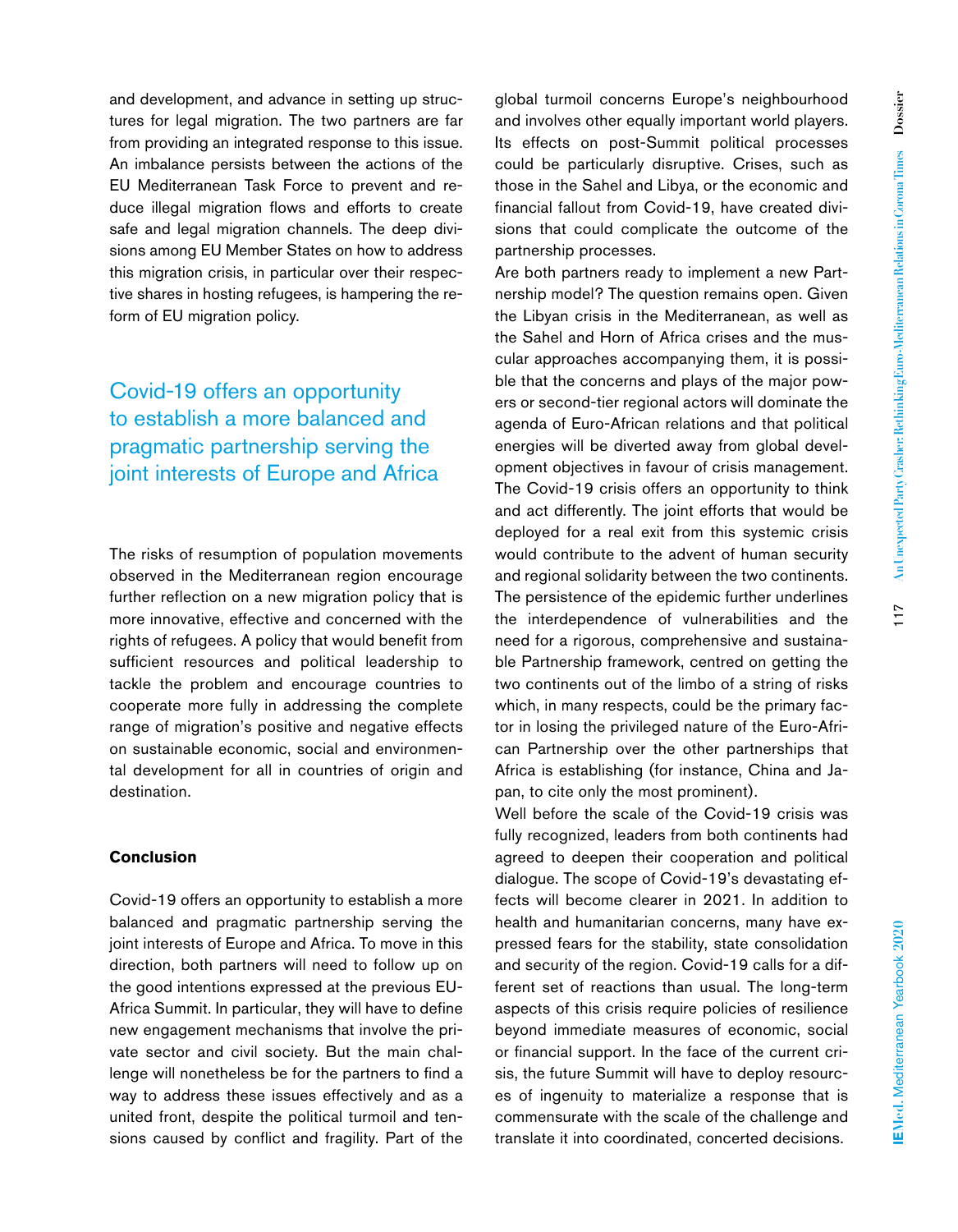and development, and advance in setting up structures for legal migration. The two partners are far from providing an integrated response to this issue. An imbalance persists between the actions of the EU Mediterranean Task Force to prevent and reduce illegal migration flows and efforts to create safe and legal migration channels. The deep divisions among EU Member States on how to address this migration crisis, in particular over their respective shares in hosting refugees, is hampering the reform of EU migration policy.

> Covid-19 offers an opportunity to establish a more balanced and pragmatic partnership serving the joint interests of Europe and Africa

The risks of resumption of population movements observed in the Mediterranean region encourage further reflection on a new migration policy that is more innovative, effective and concerned with the rights of refugees. A policy that would benefit from sufficient resources and political leadership to tackle the problem and encourage countries to cooperate more fully in addressing the complete range of migration's positive and negative effects on sustainable economic, social and environmental development for all in countries of origin and destination.

## Conclusion

Covid-19 offers an opportunity to establish a more balanced and pragmatic partnership serving the joint interests of Europe and Africa. To move in this direction, both partners will need to follow up on the good intentions expressed at the previous EU-Africa Summit. In particular, they will have to define new engagement mechanisms that involve the private sector and civil society. But the main challenge will nonetheless be for the partners to find a way to address these issues effectively and as a united front, despite the political turmoil and tensions caused by conflict and fragility. Part of the global turmoil concerns Europe's neighbourhood and involves other equally important world players. Its effects on post-Summit political processes could be particularly disruptive. Crises, such as those in the Sahel and Libya, or the economic and financial fallout from Covid-19, have created divisions that could complicate the outcome of the partnership processes.

Are both partners ready to implement a new Partnership model? The question remains open. Given the Libyan crisis in the Mediterranean, as well as the Sahel and Horn of Africa crises and the muscular approaches accompanying them, it is possible that the concerns and plays of the major powers or second-tier regional actors will dominate the agenda of Euro-African relations and that political energies will be diverted away from global development objectives in favour of crisis management. The Covid-19 crisis offers an opportunity to think and act differently. The joint efforts that would be deployed for a real exit from this systemic crisis would contribute to the advent of human security and regional solidarity between the two continents. The persistence of the epidemic further underlines the interdependence of vulnerabilities and the need for a rigorous, comprehensive and sustainable Partnership framework, centred on getting the two continents out of the limbo of a string of risks which, in many respects, could be the primary factor in losing the privileged nature of the Euro-African Partnership over the other partnerships that Africa is establishing (for instance, China and Japan, to cite only the most prominent).

Well before the scale of the Covid-19 crisis was fully recognized, leaders from both continents had agreed to deepen their cooperation and political dialogue. The scope of Covid-19's devastating effects will become clearer in 2021. In addition to health and humanitarian concerns, many have expressed fears for the stability, state consolidation and security of the region. Covid-19 calls for a different set of reactions than usual. The long-term aspects of this crisis require policies of resilience beyond immediate measures of economic, social or financial support. In the face of the current crisis, the future Summit will have to deploy resources of ingenuity to materialize a response that is commensurate with the scale of the challenge and translate it into coordinated, concerted decisions.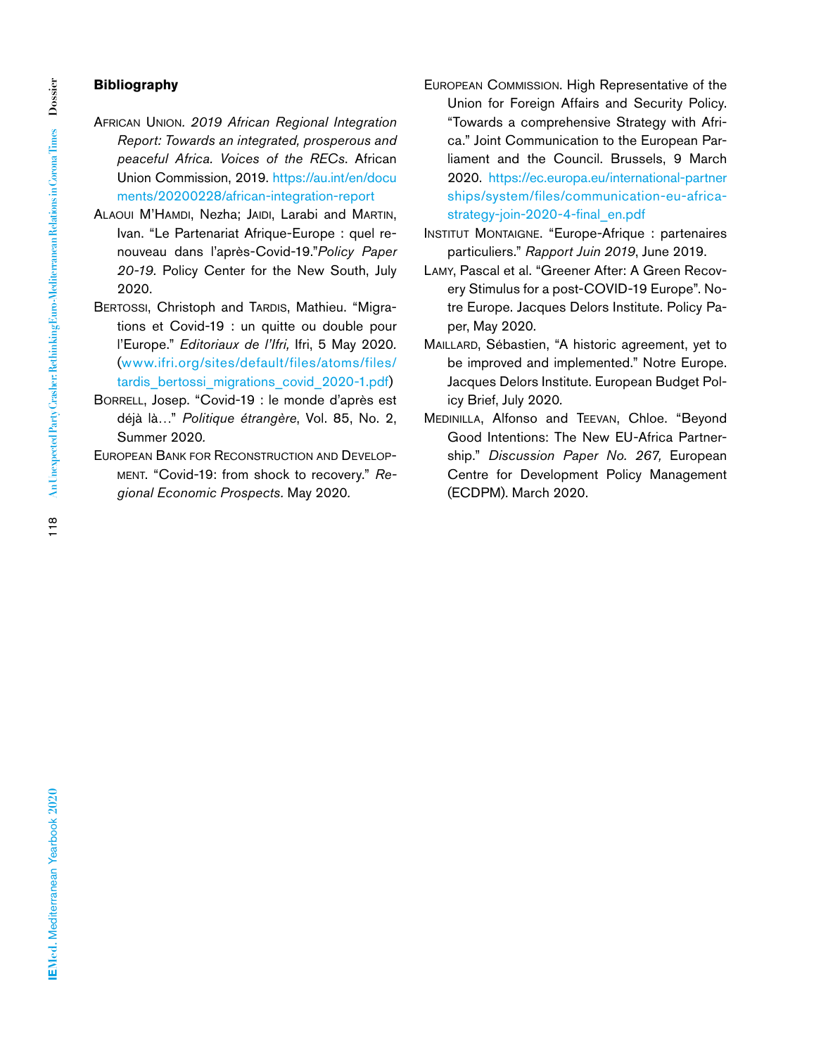## Bibliography

African Union. *2019 African Regional Integration Report: Towards an integrated, prosperous and peaceful Africa. Voices of the RECs*. African Union Commission, 2019. https://au.int/en/documents/20200228/african-integration-report

Alaoui M'Hamdi, Nezha; Jaidi, Larabi and Martin, Ivan. "Le Partenariat Afrique-Europe : quel renouveau dans l'après-Covid-19."*Policy Paper 20-19*. Policy Center for the New South, July 2020.

Bertossi, Christoph and Tardis, Mathieu. "Migrations et Covid-19 : un quitte ou double pour l'Europe." *Editoriaux de l'Ifri,* Ifri, 5 May 2020. (www.ifri.org/sites/default/files/atoms/files/tardis_bertossi_migrations_covid_2020-1.pdf)

Borrell, Josep. "Covid-19 : le monde d'après est déjà là…" *Politique étrangère*, Vol. 85, No. 2, Summer 2020.

European Bank for Reconstruction and Development. "Covid-19: from shock to recovery." *Regional Economic Prospects.* May 2020.

European Commission. High Representative of the Union for Foreign Affairs and Security Policy. "Towards a comprehensive Strategy with Africa." Joint Communication to the European Parliament and the Council. Brussels, 9 March 2020. https://ec.europa.eu/international-partnerships/system/files/communication-eu-africa-strategy-join-2020-4-final_en.pdf

Institut Montaigne. "Europe-Afrique : partenaires particuliers." *Rapport Juin 2019*, June 2019.

Lamy, Pascal et al. "Greener After: A Green Recovery Stimulus for a post-COVID-19 Europe". Notre Europe. Jacques Delors Institute. Policy Paper, May 2020.

Maillard, Sébastien, "A historic agreement, yet to be improved and implemented." Notre Europe. Jacques Delors Institute. European Budget Policy Brief, July 2020.

Medinilla, Alfonso and Teevan, Chloe. "Beyond Good Intentions: The New EU-Africa Partnership." *Discussion Paper No. 267,* European Centre for Development Policy Management (ECDPM). March 2020.